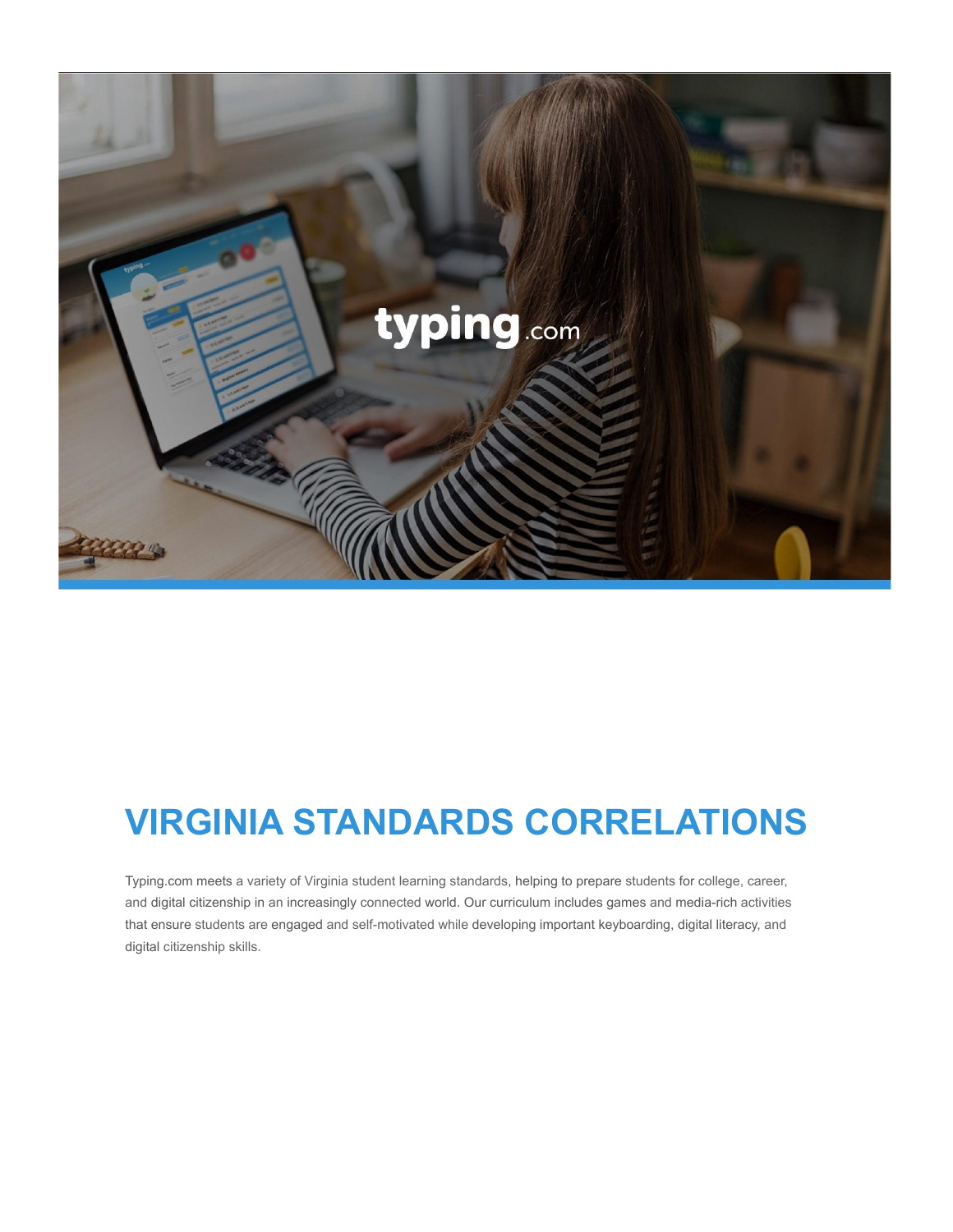# VIRGINIA STANDARDS CORRELATIONS

Typing.com meets a variety of Virginia student learning standards, helping to prepare students for college, career, and digital citizenship in an increasingly connected world. Our curriculum includes games and media-rich activities that ensure students are engaged and self-motivated while developing important keyboarding, digital literacy, and digital citizenship skills.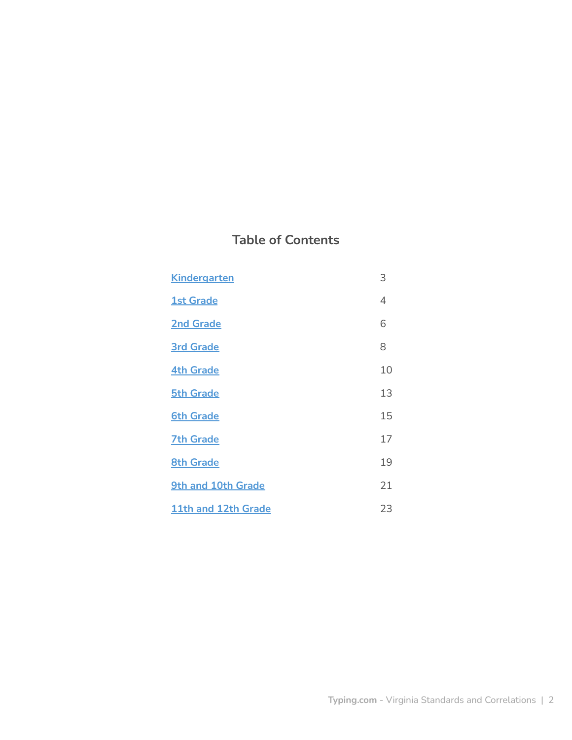## Table of Contents

| | |
|---|---|
| Kindergarten | 3 |
| 1st Grade | 4 |
| 2nd Grade | 6 |
| 3rd Grade | 8 |
| 4th Grade | 10 |
| 5th Grade | 13 |
| 6th Grade | 15 |
| 7th Grade | 17 |
| 8th Grade | 19 |
| 9th and 10th Grade | 21 |
| 11th and 12th Grade | 23 |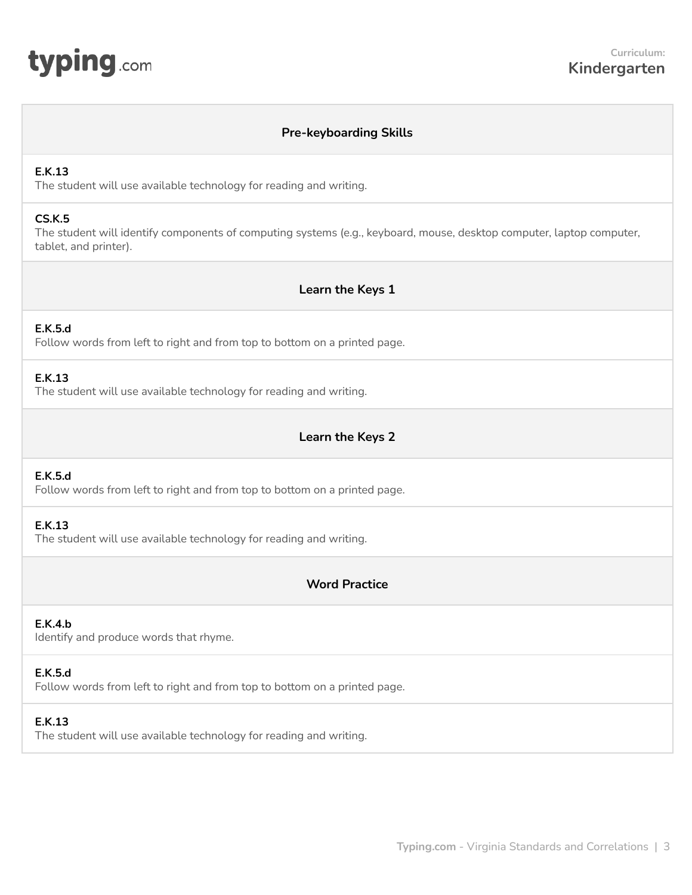**Curriculum:** **Kindergarten**

## Pre-keyboarding Skills

**E.K.13**
The student will use available technology for reading and writing.

**CS.K.5**
The student will identify components of computing systems (e.g., keyboard, mouse, desktop computer, laptop computer, tablet, and printer).

## Learn the Keys 1

**E.K.5.d**
Follow words from left to right and from top to bottom on a printed page.

**E.K.13**
The student will use available technology for reading and writing.

## Learn the Keys 2

**E.K.5.d**
Follow words from left to right and from top to bottom on a printed page.

**E.K.13**
The student will use available technology for reading and writing.

## Word Practice

**E.K.4.b**
Identify and produce words that rhyme.

**E.K.5.d**
Follow words from left to right and from top to bottom on a printed page.

**E.K.13**
The student will use available technology for reading and writing.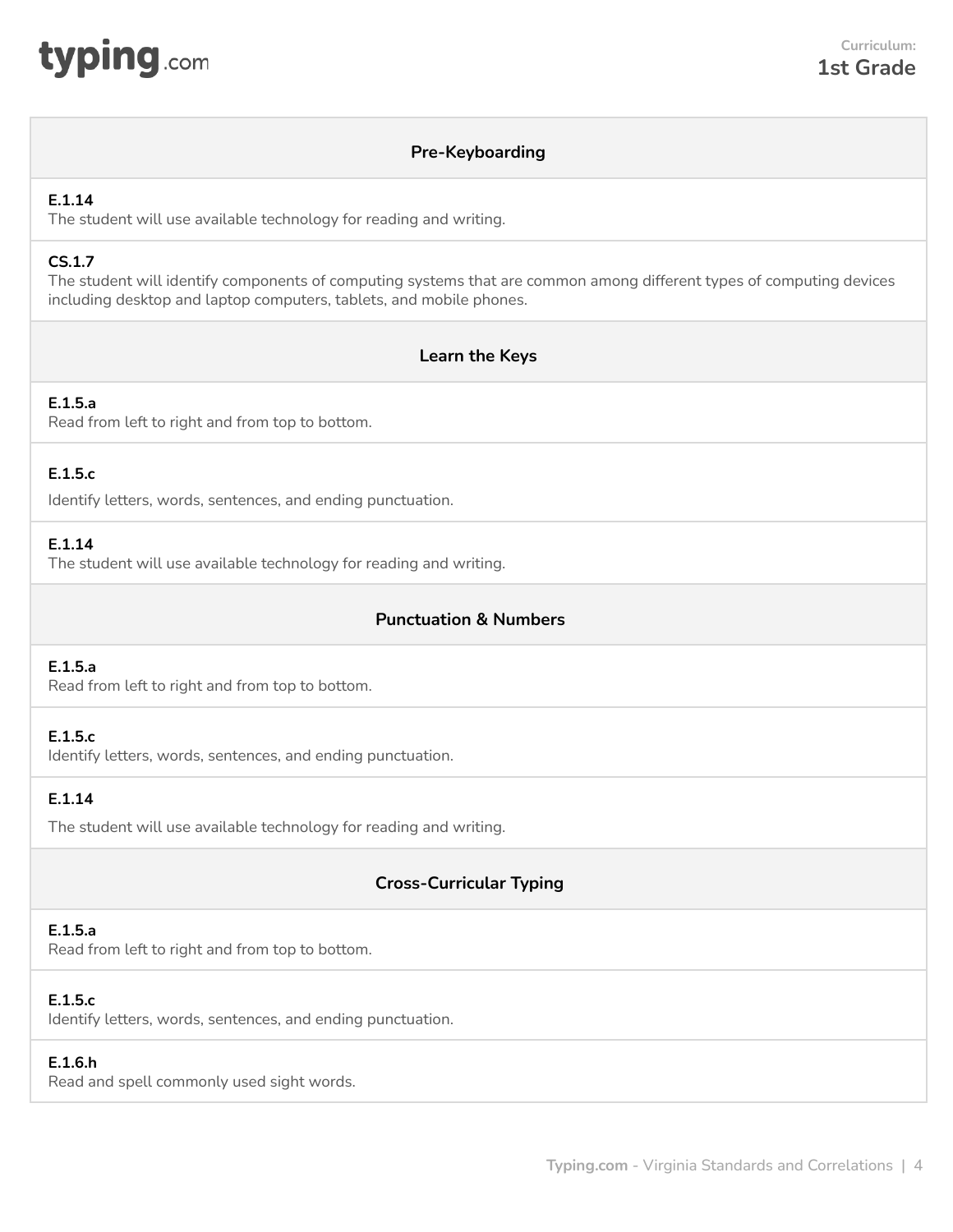Curriculum:
**1st Grade**

## Pre-Keyboarding

**E.1.14**
The student will use available technology for reading and writing.

**CS.1.7**
The student will identify components of computing systems that are common among different types of computing devices including desktop and laptop computers, tablets, and mobile phones.

## Learn the Keys

**E.1.5.a**
Read from left to right and from top to bottom.

**E.1.5.c**
Identify letters, words, sentences, and ending punctuation.

**E.1.14**
The student will use available technology for reading and writing.

## Punctuation & Numbers

**E.1.5.a**
Read from left to right and from top to bottom.

**E.1.5.c**
Identify letters, words, sentences, and ending punctuation.

**E.1.14**
The student will use available technology for reading and writing.

## Cross-Curricular Typing

**E.1.5.a**
Read from left to right and from top to bottom.

**E.1.5.c**
Identify letters, words, sentences, and ending punctuation.

**E.1.6.h**
Read and spell commonly used sight words.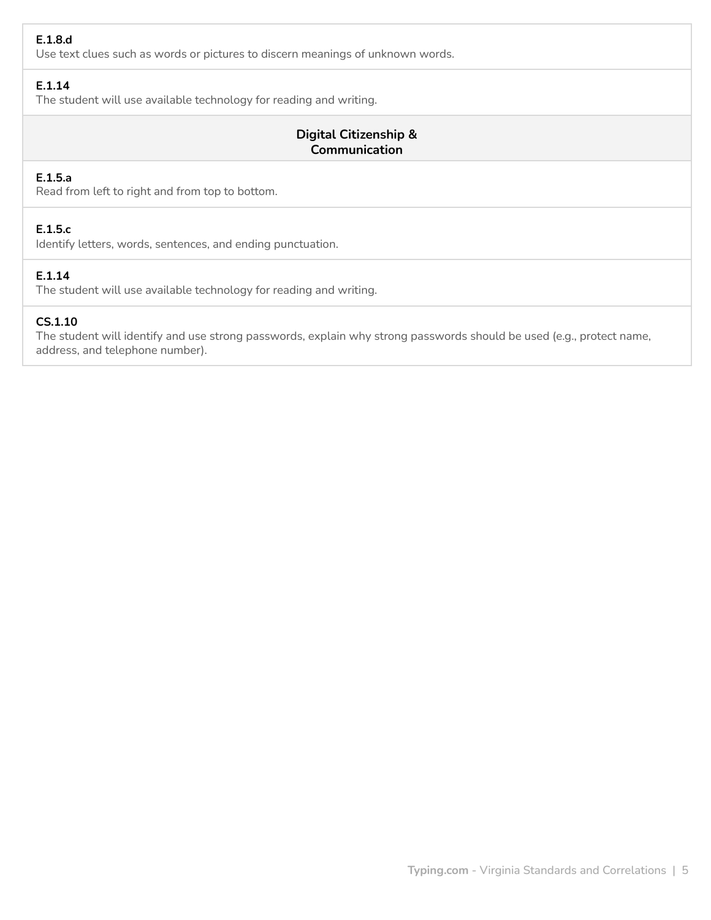**E.1.8.d**
Use text clues such as words or pictures to discern meanings of unknown words.

**E.1.14**
The student will use available technology for reading and writing.

## Digital Citizenship & Communication

**E.1.5.a**
Read from left to right and from top to bottom.

**E.1.5.c**
Identify letters, words, sentences, and ending punctuation.

**E.1.14**
The student will use available technology for reading and writing.

**CS.1.10**
The student will identify and use strong passwords, explain why strong passwords should be used (e.g., protect name, address, and telephone number).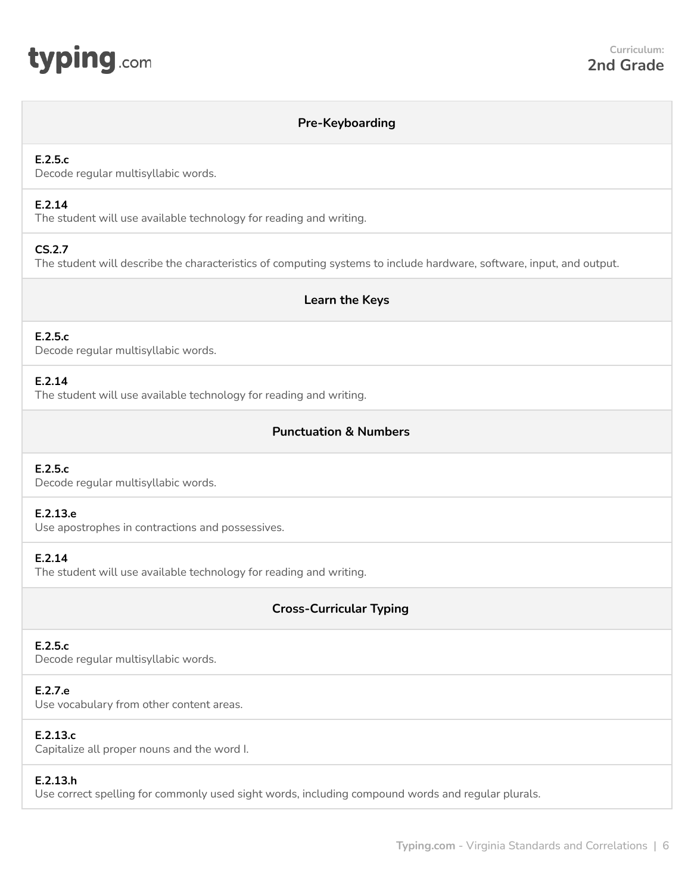**Curriculum: 2nd Grade**

## Pre-Keyboarding

**E.2.5.c**
Decode regular multisyllabic words.

**E.2.14**
The student will use available technology for reading and writing.

**CS.2.7**
The student will describe the characteristics of computing systems to include hardware, software, input, and output.

## Learn the Keys

**E.2.5.c**
Decode regular multisyllabic words.

**E.2.14**
The student will use available technology for reading and writing.

## Punctuation & Numbers

**E.2.5.c**
Decode regular multisyllabic words.

**E.2.13.e**
Use apostrophes in contractions and possessives.

**E.2.14**
The student will use available technology for reading and writing.

## Cross-Curricular Typing

**E.2.5.c**
Decode regular multisyllabic words.

**E.2.7.e**
Use vocabulary from other content areas.

**E.2.13.c**
Capitalize all proper nouns and the word I.

**E.2.13.h**
Use correct spelling for commonly used sight words, including compound words and regular plurals.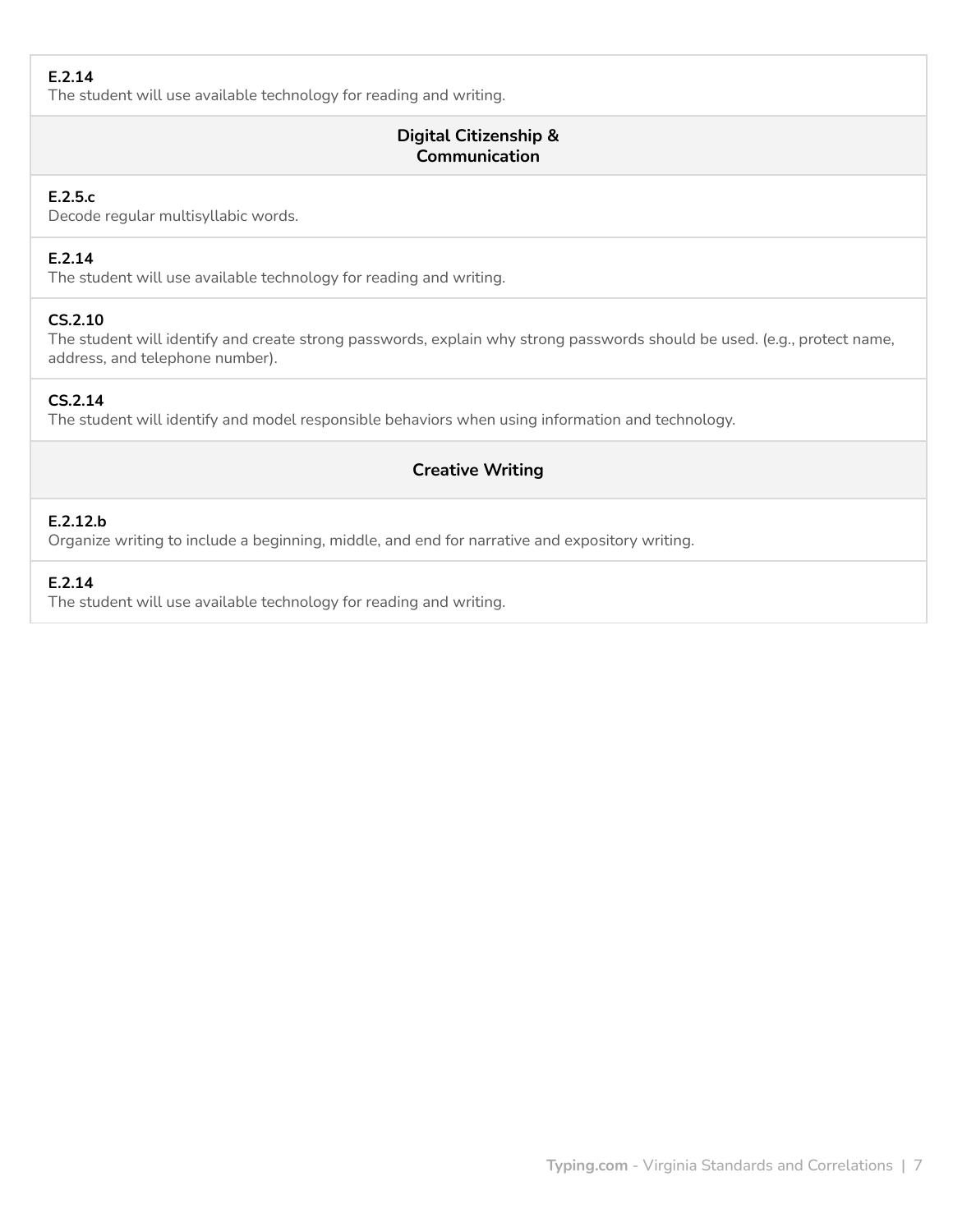**E.2.14**
The student will use available technology for reading and writing.

### Digital Citizenship & Communication

**E.2.5.c**
Decode regular multisyllabic words.

**E.2.14**
The student will use available technology for reading and writing.

**CS.2.10**
The student will identify and create strong passwords, explain why strong passwords should be used. (e.g., protect name, address, and telephone number).

**CS.2.14**
The student will identify and model responsible behaviors when using information and technology.

### Creative Writing

**E.2.12.b**
Organize writing to include a beginning, middle, and end for narrative and expository writing.

**E.2.14**
The student will use available technology for reading and writing.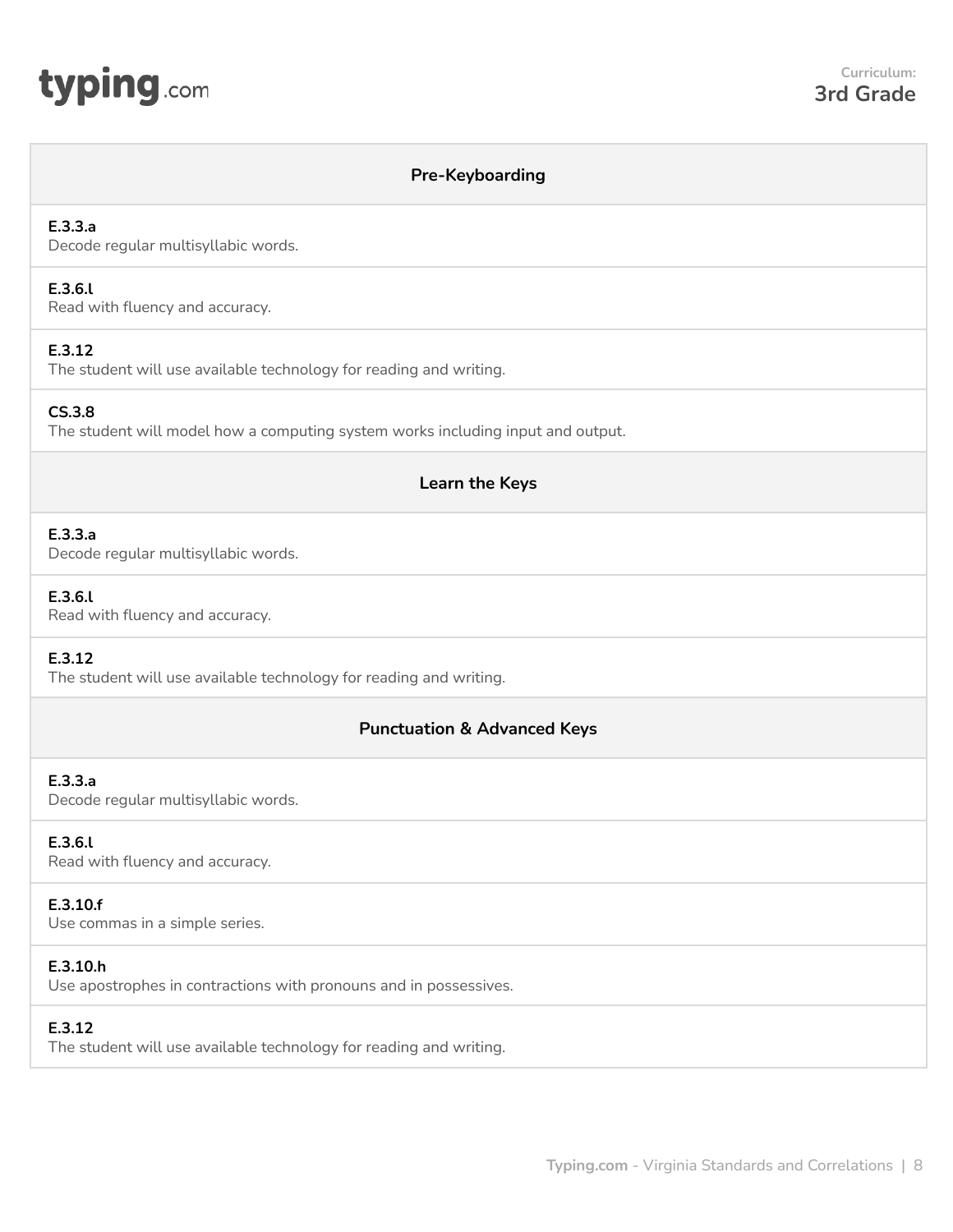**Curriculum:**
**3rd Grade**

## Pre-Keyboarding

**E.3.3.a**
Decode regular multisyllabic words.

**E.3.6.l**
Read with fluency and accuracy.

**E.3.12**
The student will use available technology for reading and writing.

**CS.3.8**
The student will model how a computing system works including input and output.

## Learn the Keys

**E.3.3.a**
Decode regular multisyllabic words.

**E.3.6.l**
Read with fluency and accuracy.

**E.3.12**
The student will use available technology for reading and writing.

## Punctuation & Advanced Keys

**E.3.3.a**
Decode regular multisyllabic words.

**E.3.6.l**
Read with fluency and accuracy.

**E.3.10.f**
Use commas in a simple series.

**E.3.10.h**
Use apostrophes in contractions with pronouns and in possessives.

**E.3.12**
The student will use available technology for reading and writing.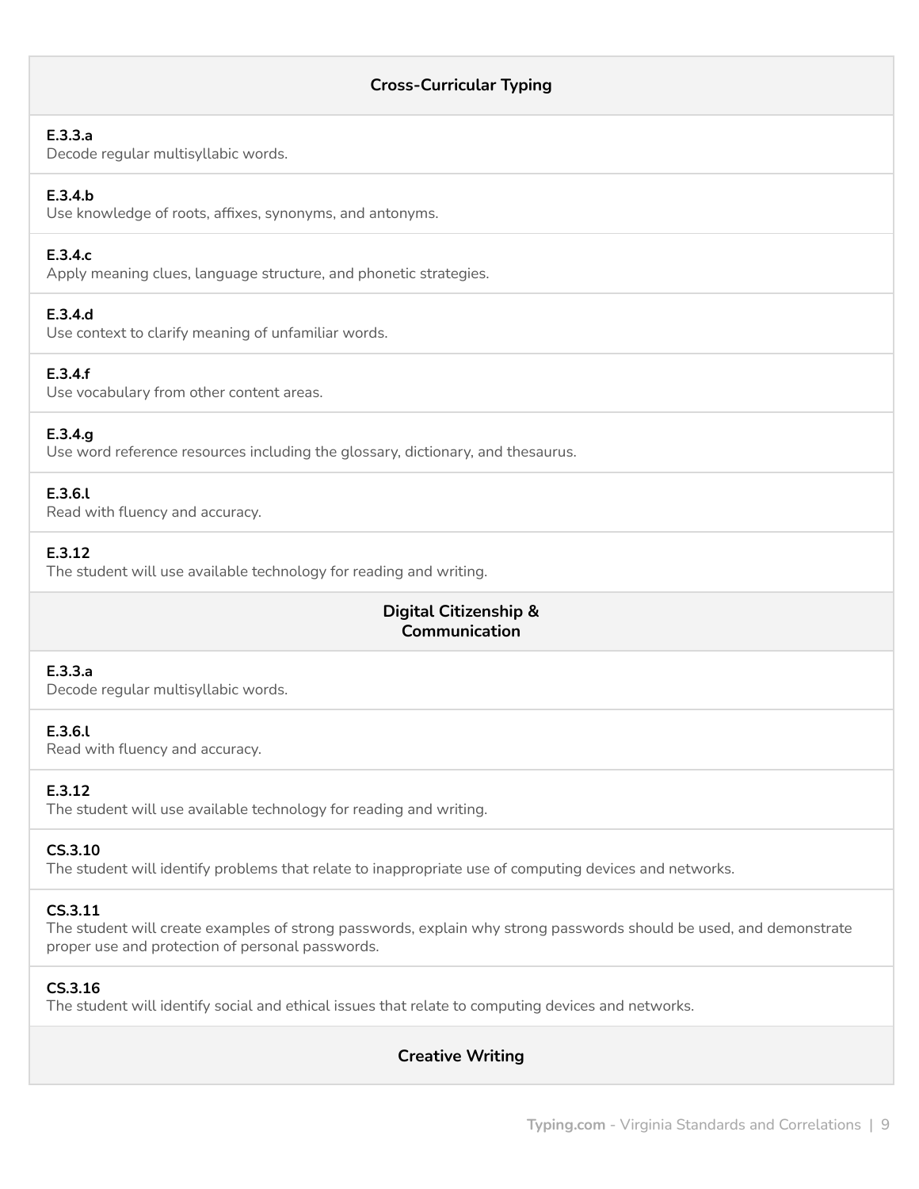## Cross-Curricular Typing

**E.3.3.a**
Decode regular multisyllabic words.

**E.3.4.b**
Use knowledge of roots, affixes, synonyms, and antonyms.

**E.3.4.c**
Apply meaning clues, language structure, and phonetic strategies.

**E.3.4.d**
Use context to clarify meaning of unfamiliar words.

**E.3.4.f**
Use vocabulary from other content areas.

**E.3.4.g**
Use word reference resources including the glossary, dictionary, and thesaurus.

**E.3.6.l**
Read with fluency and accuracy.

**E.3.12**
The student will use available technology for reading and writing.

## Digital Citizenship & Communication

**E.3.3.a**
Decode regular multisyllabic words.

**E.3.6.l**
Read with fluency and accuracy.

**E.3.12**
The student will use available technology for reading and writing.

**CS.3.10**
The student will identify problems that relate to inappropriate use of computing devices and networks.

**CS.3.11**
The student will create examples of strong passwords, explain why strong passwords should be used, and demonstrate proper use and protection of personal passwords.

**CS.3.16**
The student will identify social and ethical issues that relate to computing devices and networks.

## Creative Writing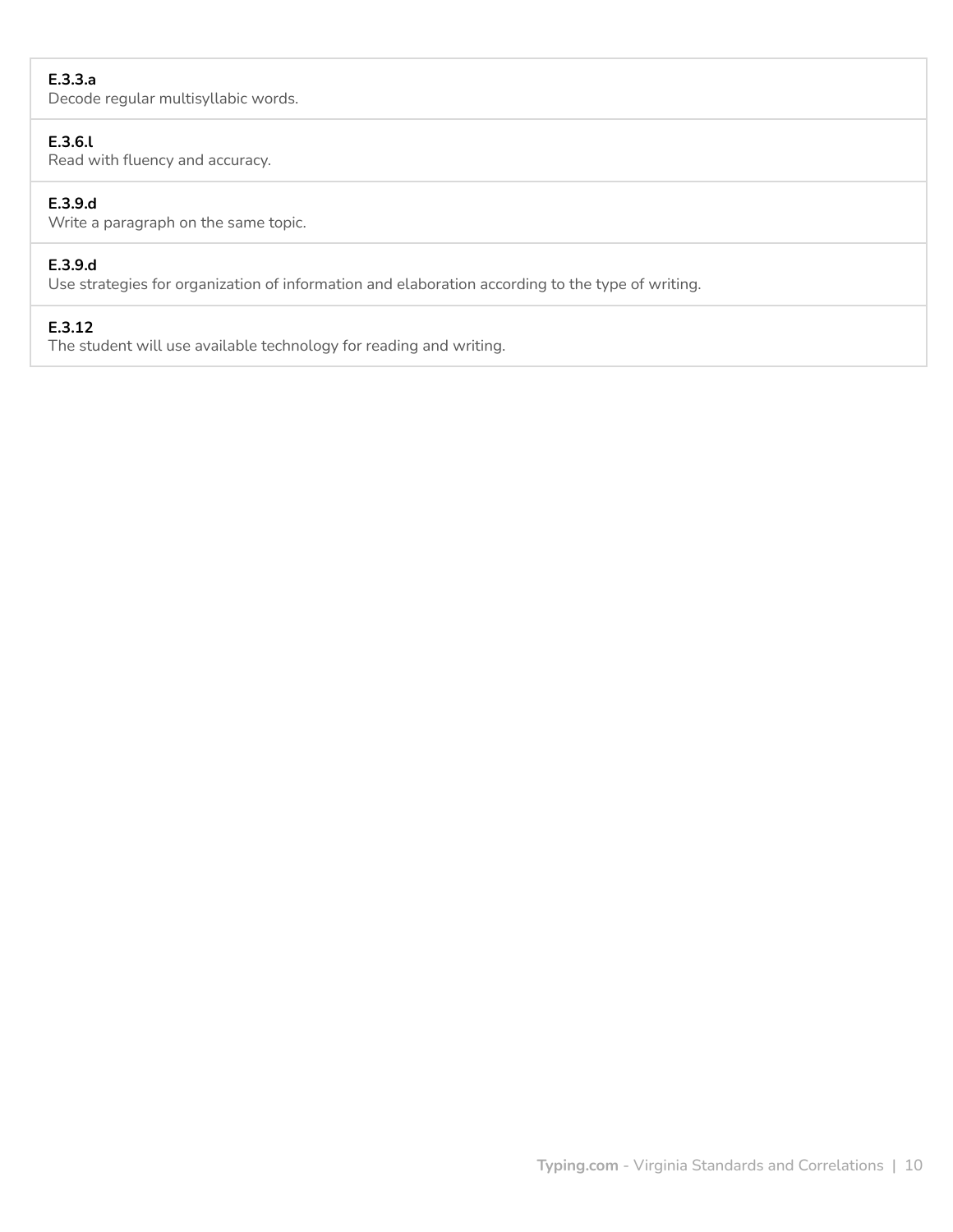**E.3.3.a**
Decode regular multisyllabic words.

**E.3.6.l**
Read with fluency and accuracy.

**E.3.9.d**
Write a paragraph on the same topic.

**E.3.9.d**
Use strategies for organization of information and elaboration according to the type of writing.

**E.3.12**
The student will use available technology for reading and writing.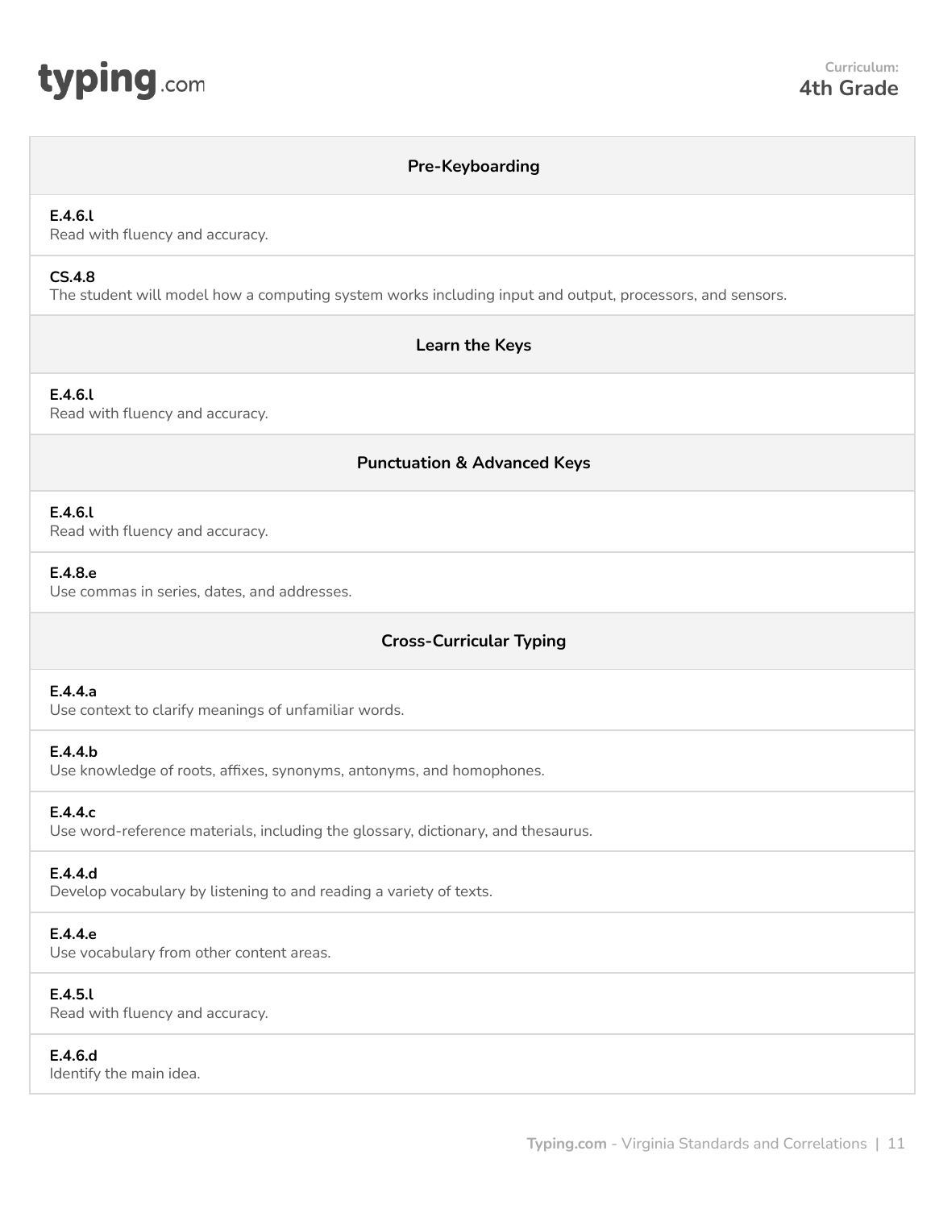**Curriculum:**
**4th Grade**

## Pre-Keyboarding

**E.4.6.l**
Read with fluency and accuracy.

**CS.4.8**
The student will model how a computing system works including input and output, processors, and sensors.

## Learn the Keys

**E.4.6.l**
Read with fluency and accuracy.

## Punctuation & Advanced Keys

**E.4.6.l**
Read with fluency and accuracy.

**E.4.8.e**
Use commas in series, dates, and addresses.

## Cross-Curricular Typing

**E.4.4.a**
Use context to clarify meanings of unfamiliar words.

**E.4.4.b**
Use knowledge of roots, affixes, synonyms, antonyms, and homophones.

**E.4.4.c**
Use word-reference materials, including the glossary, dictionary, and thesaurus.

**E.4.4.d**
Develop vocabulary by listening to and reading a variety of texts.

**E.4.4.e**
Use vocabulary from other content areas.

**E.4.5.l**
Read with fluency and accuracy.

**E.4.6.d**
Identify the main idea.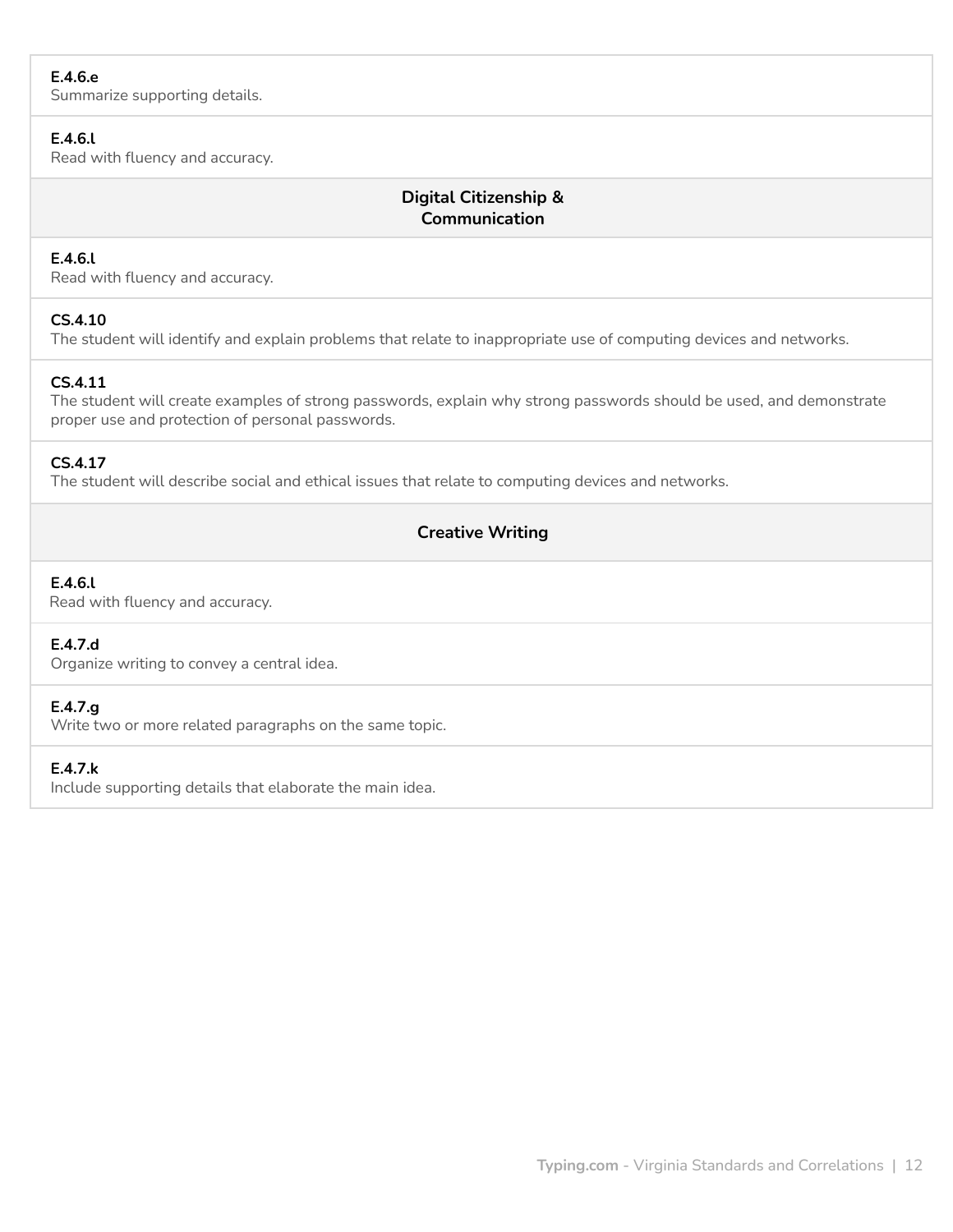**E.4.6.e**
Summarize supporting details.

**E.4.6.l**
Read with fluency and accuracy.

### Digital Citizenship & Communication

**E.4.6.l**
Read with fluency and accuracy.

**CS.4.10**
The student will identify and explain problems that relate to inappropriate use of computing devices and networks.

**CS.4.11**
The student will create examples of strong passwords, explain why strong passwords should be used, and demonstrate proper use and protection of personal passwords.

**CS.4.17**
The student will describe social and ethical issues that relate to computing devices and networks.

### Creative Writing

**E.4.6.l**
Read with fluency and accuracy.

**E.4.7.d**
Organize writing to convey a central idea.

**E.4.7.g**
Write two or more related paragraphs on the same topic.

**E.4.7.k**
Include supporting details that elaborate the main idea.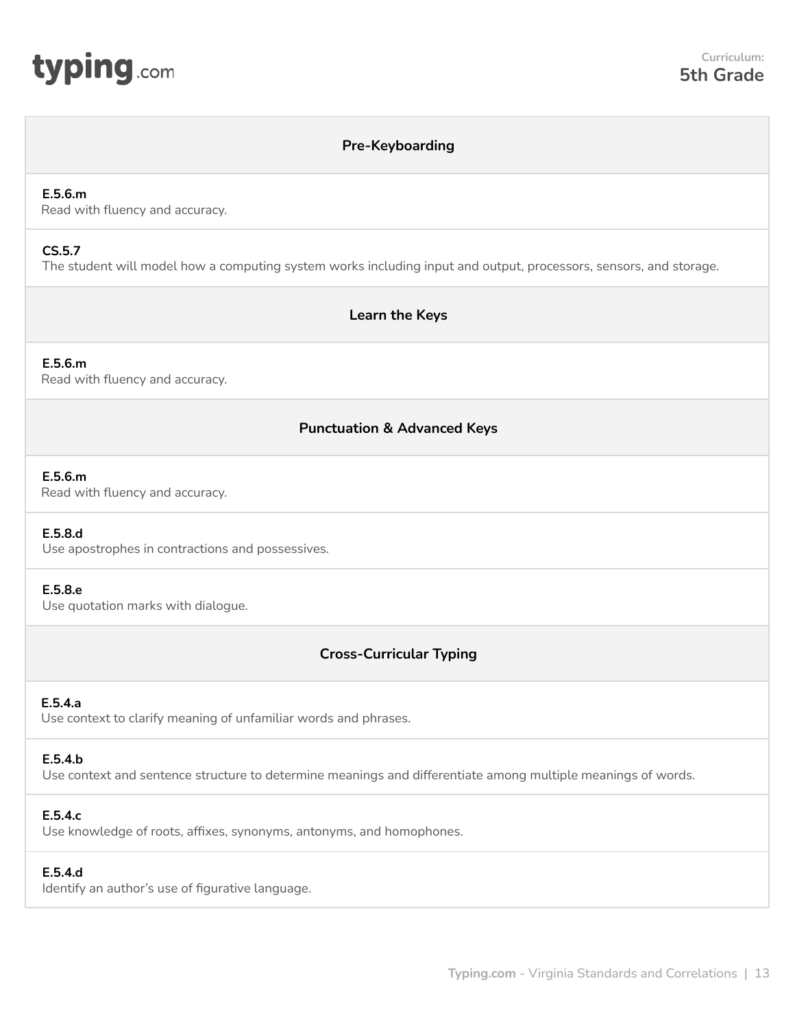Curriculum:
**5th Grade**

## Pre-Keyboarding

**E.5.6.m**
Read with fluency and accuracy.

**CS.5.7**
The student will model how a computing system works including input and output, processors, sensors, and storage.

## Learn the Keys

**E.5.6.m**
Read with fluency and accuracy.

## Punctuation & Advanced Keys

**E.5.6.m**
Read with fluency and accuracy.

**E.5.8.d**
Use apostrophes in contractions and possessives.

**E.5.8.e**
Use quotation marks with dialogue.

## Cross-Curricular Typing

**E.5.4.a**
Use context to clarify meaning of unfamiliar words and phrases.

**E.5.4.b**
Use context and sentence structure to determine meanings and differentiate among multiple meanings of words.

**E.5.4.c**
Use knowledge of roots, affixes, synonyms, antonyms, and homophones.

**E.5.4.d**
Identify an author's use of figurative language.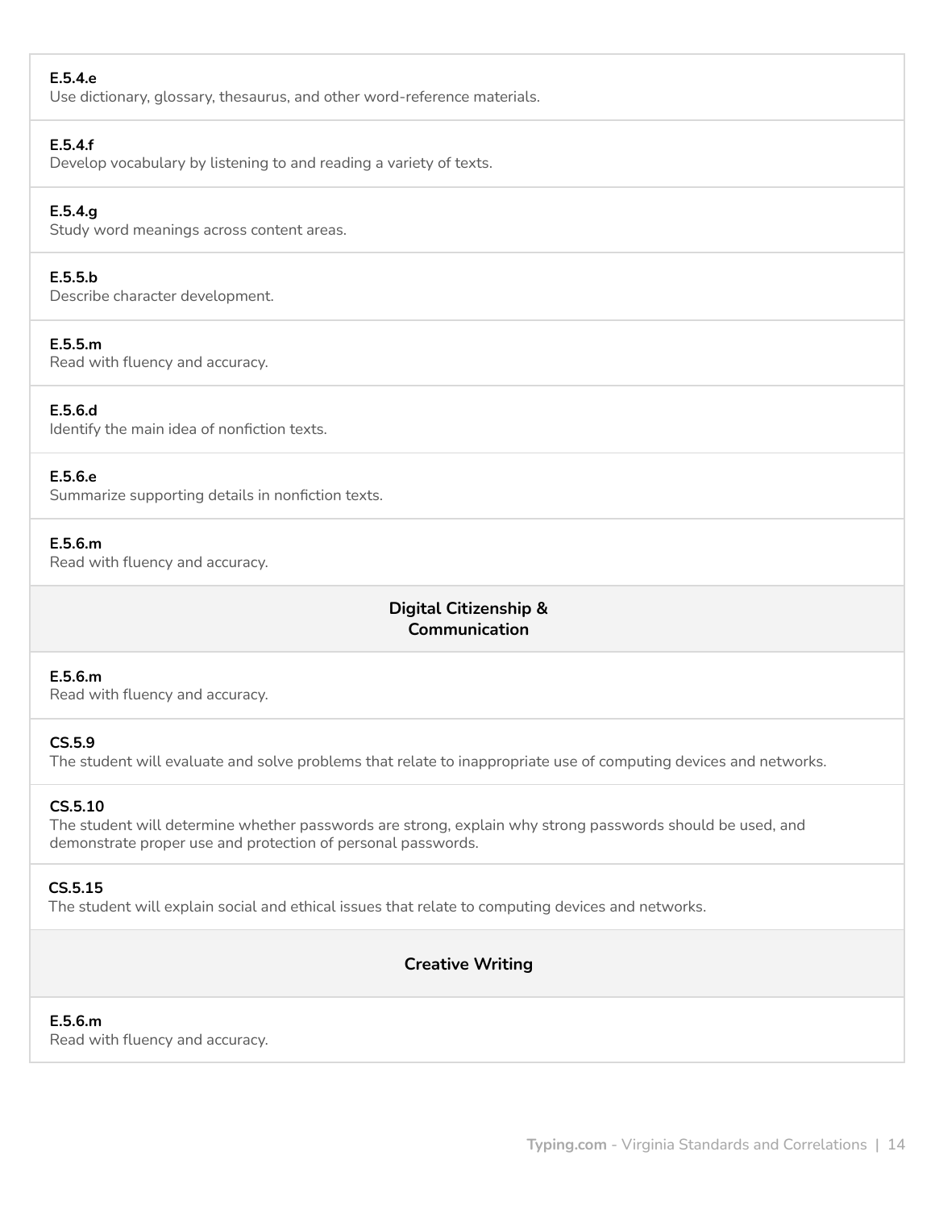**E.5.4.e**
Use dictionary, glossary, thesaurus, and other word-reference materials.

**E.5.4.f**
Develop vocabulary by listening to and reading a variety of texts.

**E.5.4.g**
Study word meanings across content areas.

**E.5.5.b**
Describe character development.

**E.5.5.m**
Read with fluency and accuracy.

**E.5.6.d**
Identify the main idea of nonfiction texts.

**E.5.6.e**
Summarize supporting details in nonfiction texts.

**E.5.6.m**
Read with fluency and accuracy.

### Digital Citizenship & Communication

**E.5.6.m**
Read with fluency and accuracy.

**CS.5.9**
The student will evaluate and solve problems that relate to inappropriate use of computing devices and networks.

**CS.5.10**
The student will determine whether passwords are strong, explain why strong passwords should be used, and demonstrate proper use and protection of personal passwords.

**CS.5.15**
The student will explain social and ethical issues that relate to computing devices and networks.

### Creative Writing

**E.5.6.m**
Read with fluency and accuracy.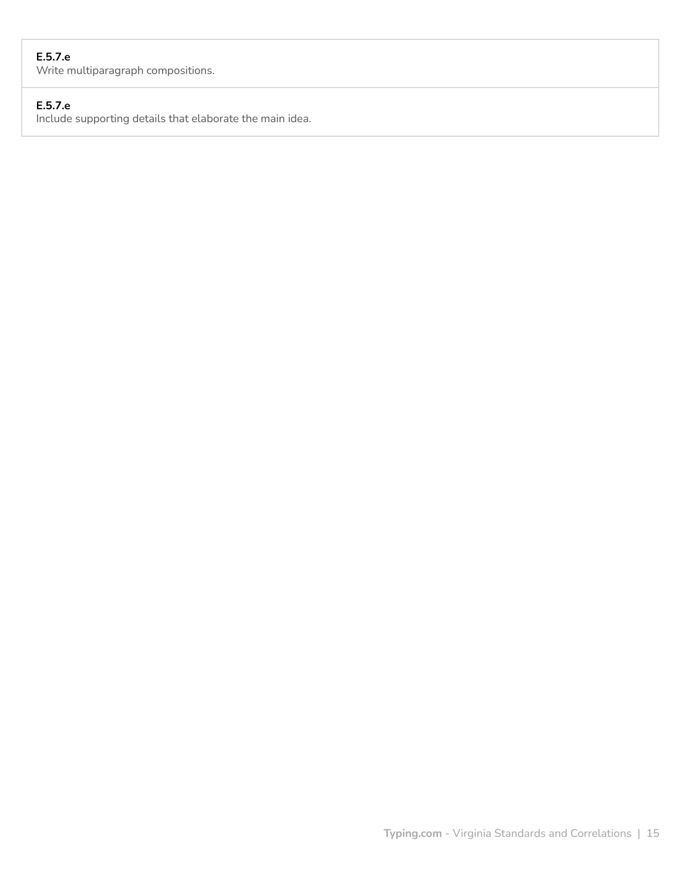**E.5.7.e**
Write multiparagraph compositions.

**E.5.7.e**
Include supporting details that elaborate the main idea.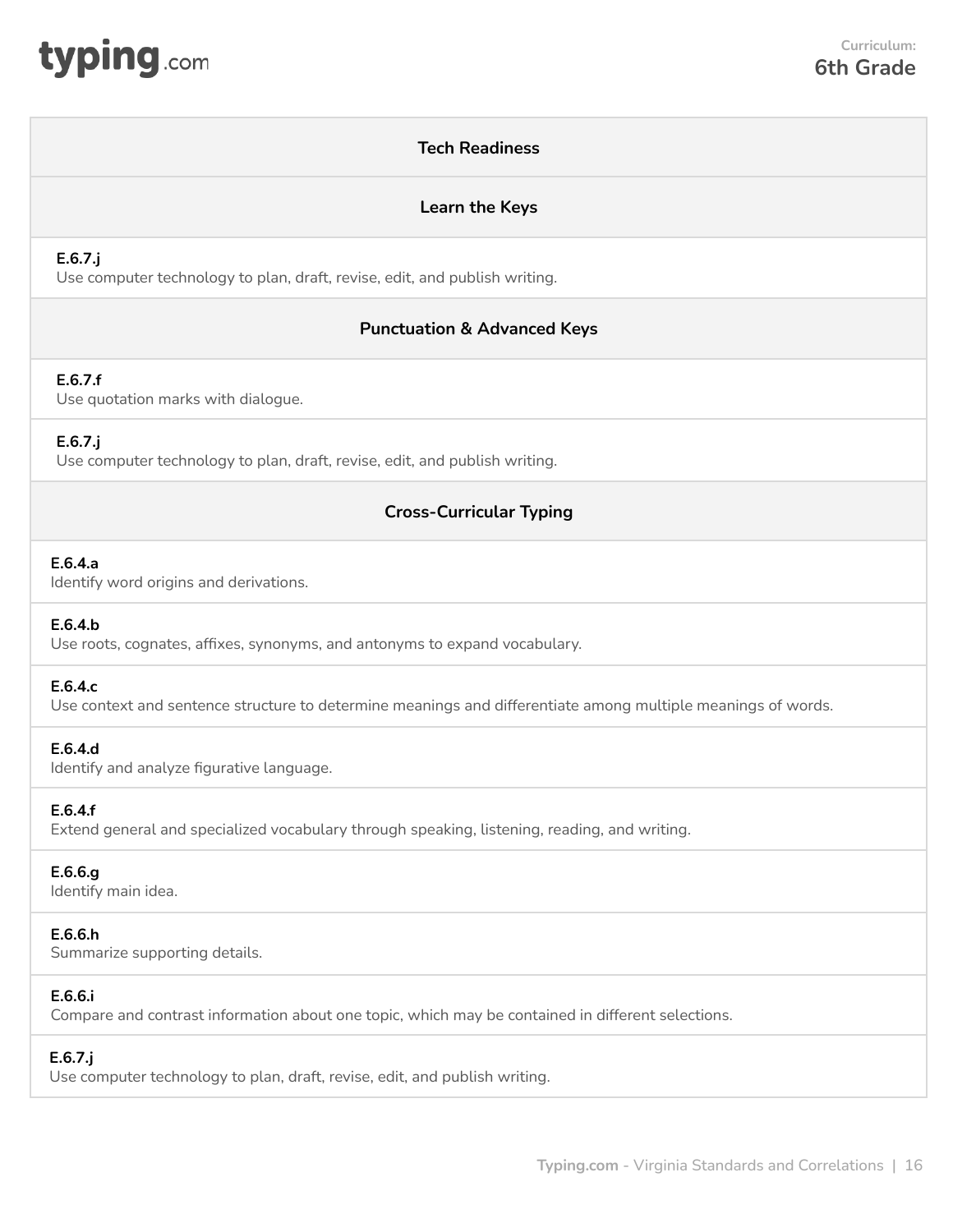Curriculum: **6th Grade**

## Tech Readiness

## Learn the Keys

**E.6.7.j**
Use computer technology to plan, draft, revise, edit, and publish writing.

## Punctuation & Advanced Keys

**E.6.7.f**
Use quotation marks with dialogue.

**E.6.7.j**
Use computer technology to plan, draft, revise, edit, and publish writing.

## Cross-Curricular Typing

**E.6.4.a**
Identify word origins and derivations.

**E.6.4.b**
Use roots, cognates, affixes, synonyms, and antonyms to expand vocabulary.

**E.6.4.c**
Use context and sentence structure to determine meanings and differentiate among multiple meanings of words.

**E.6.4.d**
Identify and analyze figurative language.

**E.6.4.f**
Extend general and specialized vocabulary through speaking, listening, reading, and writing.

**E.6.6.g**
Identify main idea.

**E.6.6.h**
Summarize supporting details.

**E.6.6.i**
Compare and contrast information about one topic, which may be contained in different selections.

**E.6.7.j**
Use computer technology to plan, draft, revise, edit, and publish writing.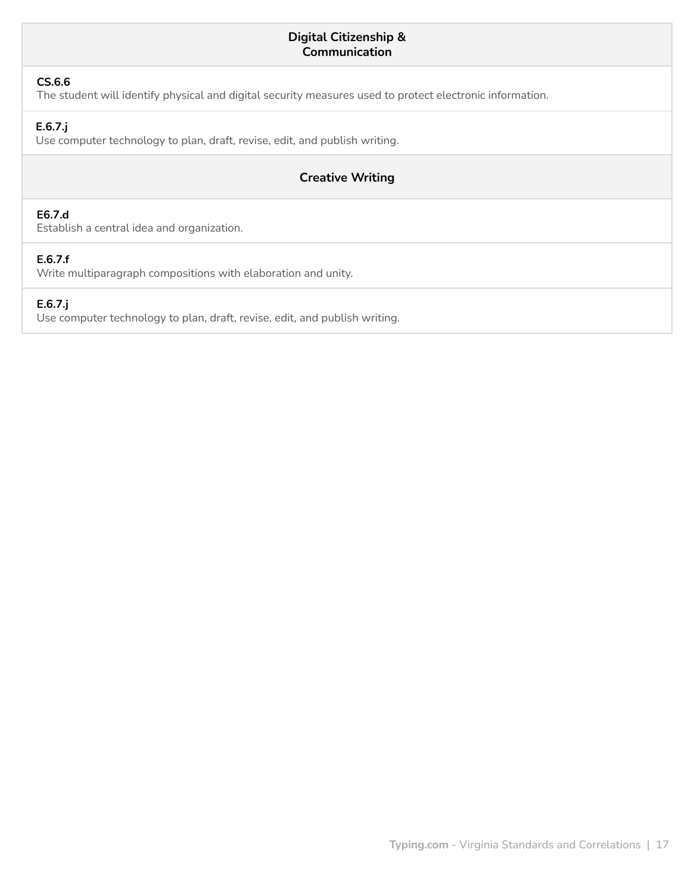| Digital Citizenship & Communication |
|---|
| **CS.6.6**<br>The student will identify physical and digital security measures used to protect electronic information. |
| **E.6.7.j**<br>Use computer technology to plan, draft, revise, edit, and publish writing. |
| **Creative Writing** |
| **E6.7.d**<br>Establish a central idea and organization. |
| **E.6.7.f**<br>Write multiparagraph compositions with elaboration and unity. |
| **E.6.7.j**<br>Use computer technology to plan, draft, revise, edit, and publish writing. |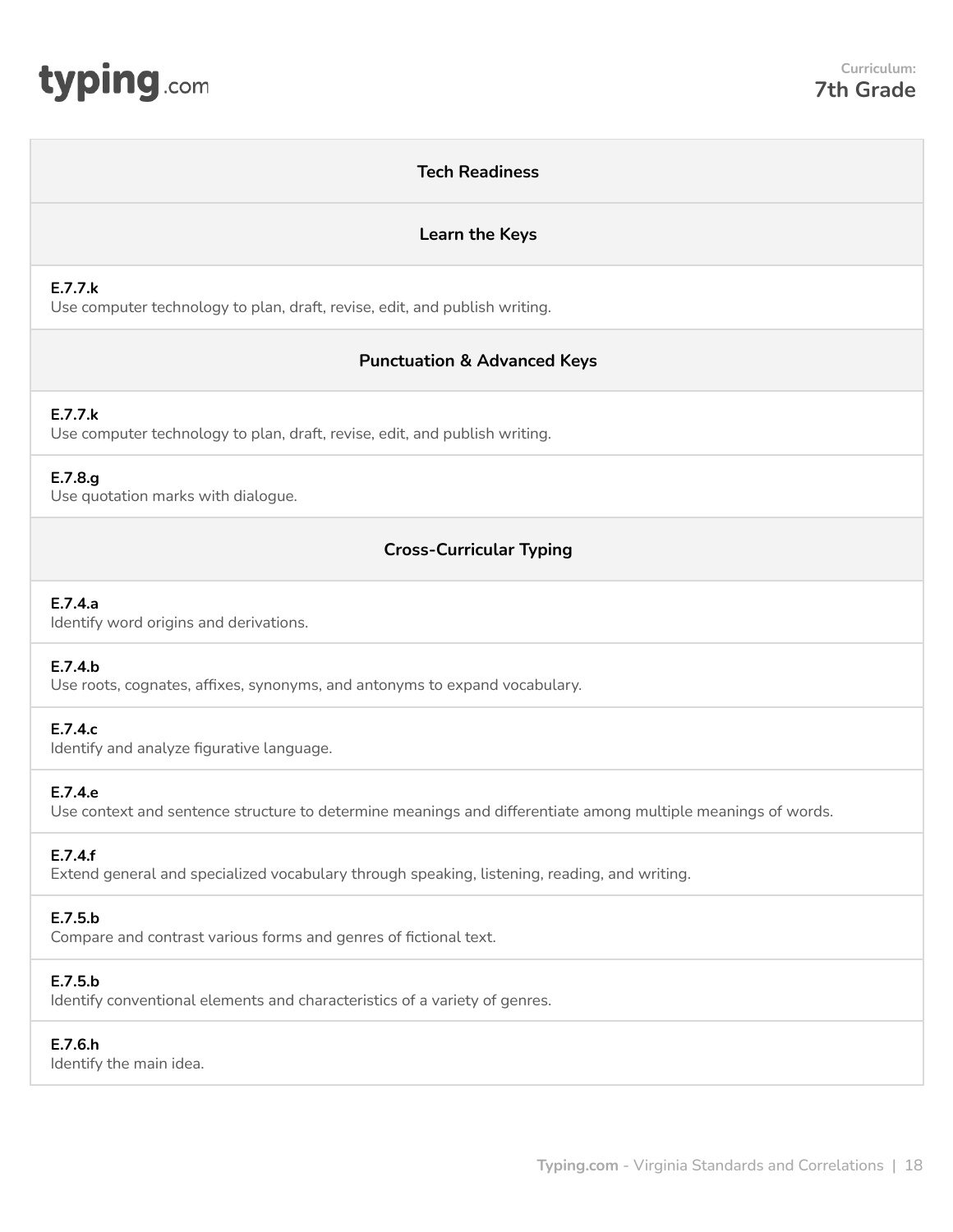## Tech Readiness

### Learn the Keys

**E.7.7.k**
Use computer technology to plan, draft, revise, edit, and publish writing.

### Punctuation & Advanced Keys

**E.7.7.k**
Use computer technology to plan, draft, revise, edit, and publish writing.

**E.7.8.g**
Use quotation marks with dialogue.

### Cross-Curricular Typing

**E.7.4.a**
Identify word origins and derivations.

**E.7.4.b**
Use roots, cognates, affixes, synonyms, and antonyms to expand vocabulary.

**E.7.4.c**
Identify and analyze figurative language.

**E.7.4.e**
Use context and sentence structure to determine meanings and differentiate among multiple meanings of words.

**E.7.4.f**
Extend general and specialized vocabulary through speaking, listening, reading, and writing.

**E.7.5.b**
Compare and contrast various forms and genres of fictional text.

**E.7.5.b**
Identify conventional elements and characteristics of a variety of genres.

**E.7.6.h**
Identify the main idea.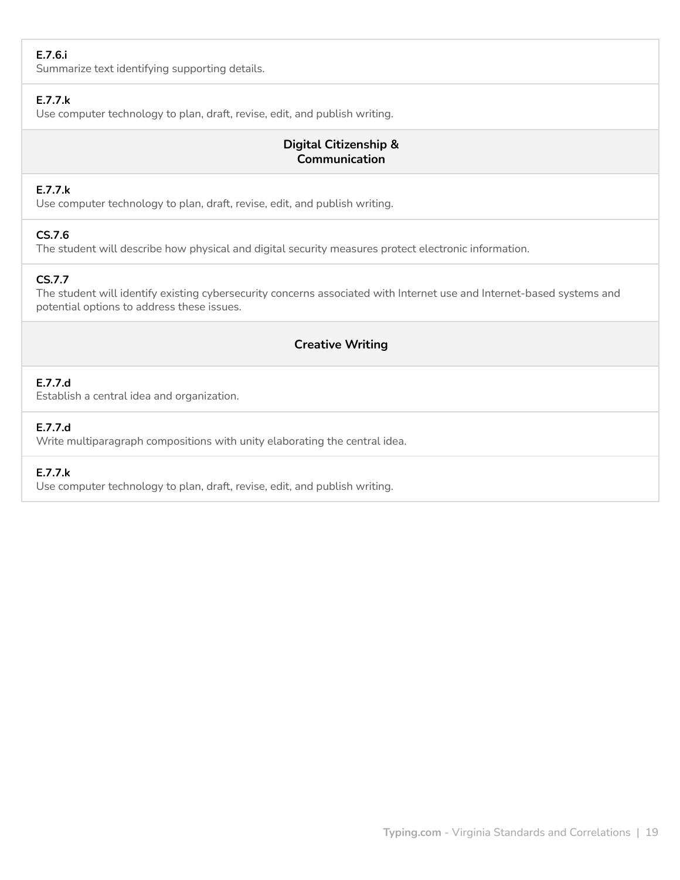**E.7.6.i**
Summarize text identifying supporting details.

**E.7.7.k**
Use computer technology to plan, draft, revise, edit, and publish writing.

### Digital Citizenship & Communication

**E.7.7.k**
Use computer technology to plan, draft, revise, edit, and publish writing.

**CS.7.6**
The student will describe how physical and digital security measures protect electronic information.

**CS.7.7**
The student will identify existing cybersecurity concerns associated with Internet use and Internet-based systems and potential options to address these issues.

### Creative Writing

**E.7.7.d**
Establish a central idea and organization.

**E.7.7.d**
Write multiparagraph compositions with unity elaborating the central idea.

**E.7.7.k**
Use computer technology to plan, draft, revise, edit, and publish writing.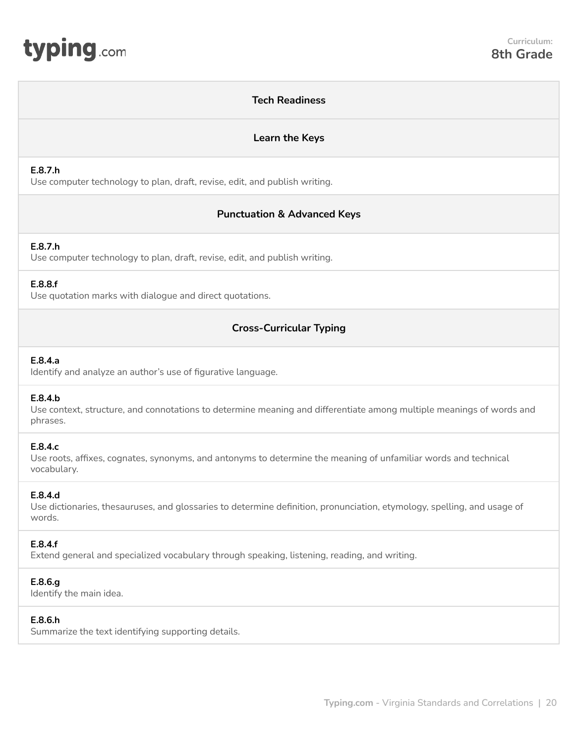Curriculum:
**8th Grade**

### Tech Readiness

### Learn the Keys

**E.8.7.h**
Use computer technology to plan, draft, revise, edit, and publish writing.

### Punctuation & Advanced Keys

**E.8.7.h**
Use computer technology to plan, draft, revise, edit, and publish writing.

**E.8.8.f**
Use quotation marks with dialogue and direct quotations.

### Cross-Curricular Typing

**E.8.4.a**
Identify and analyze an author's use of figurative language.

**E.8.4.b**
Use context, structure, and connotations to determine meaning and differentiate among multiple meanings of words and phrases.

**E.8.4.c**
Use roots, affixes, cognates, synonyms, and antonyms to determine the meaning of unfamiliar words and technical vocabulary.

**E.8.4.d**
Use dictionaries, thesauruses, and glossaries to determine definition, pronunciation, etymology, spelling, and usage of words.

**E.8.4.f**
Extend general and specialized vocabulary through speaking, listening, reading, and writing.

**E.8.6.g**
Identify the main idea.

**E.8.6.h**
Summarize the text identifying supporting details.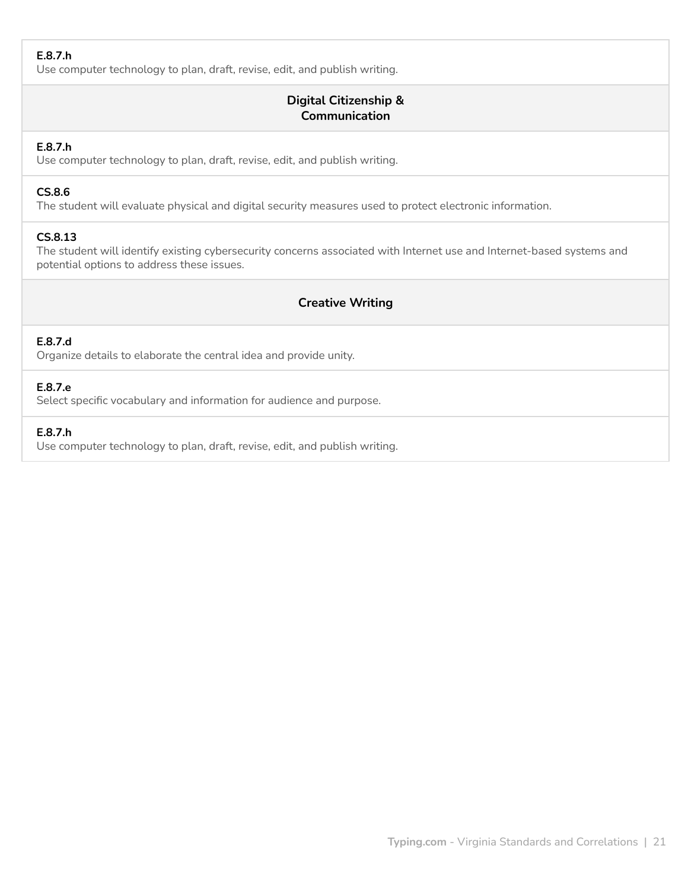**E.8.7.h**
Use computer technology to plan, draft, revise, edit, and publish writing.

### Digital Citizenship & Communication

**E.8.7.h**
Use computer technology to plan, draft, revise, edit, and publish writing.

**CS.8.6**
The student will evaluate physical and digital security measures used to protect electronic information.

**CS.8.13**
The student will identify existing cybersecurity concerns associated with Internet use and Internet-based systems and potential options to address these issues.

### Creative Writing

**E.8.7.d**
Organize details to elaborate the central idea and provide unity.

**E.8.7.e**
Select specific vocabulary and information for audience and purpose.

**E.8.7.h**
Use computer technology to plan, draft, revise, edit, and publish writing.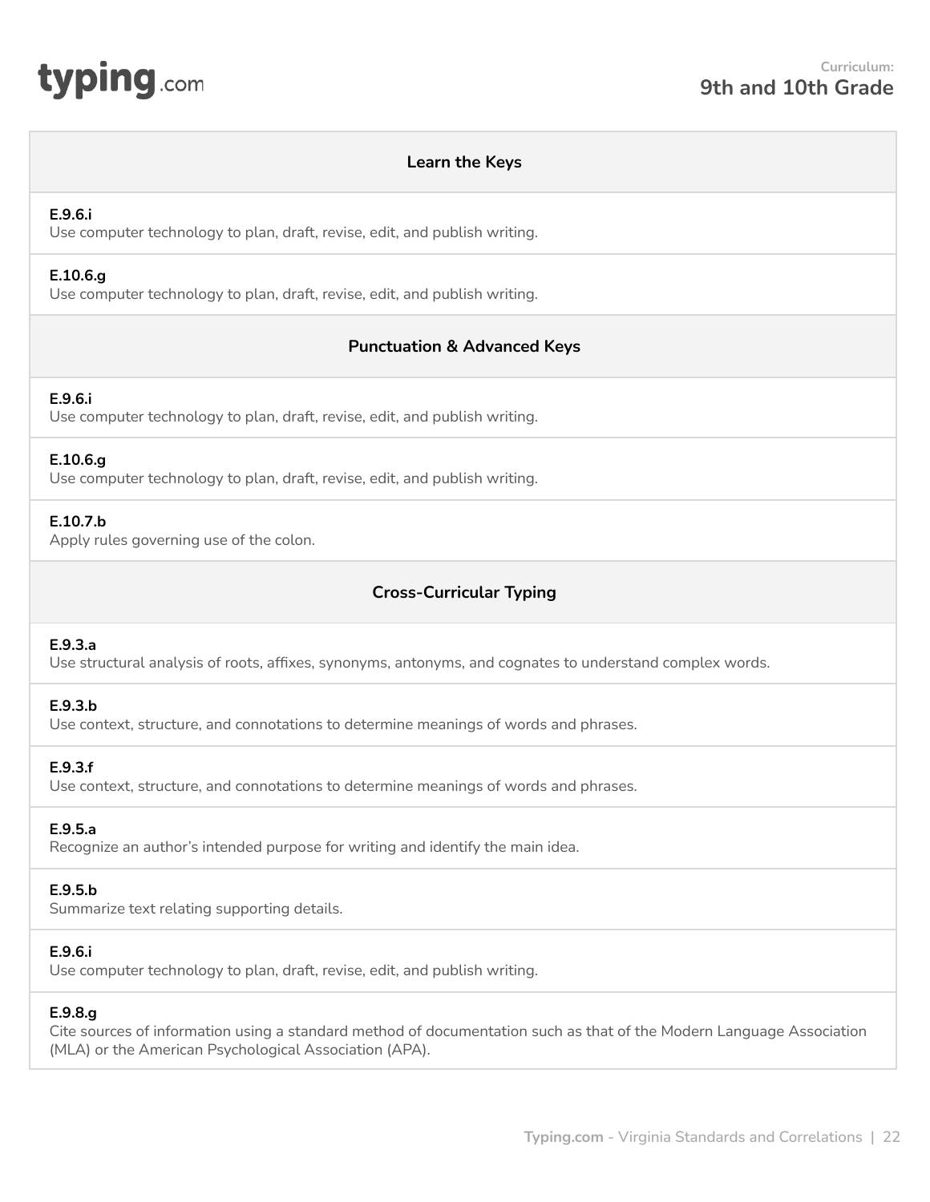## Learn the Keys

**E.9.6.i**
Use computer technology to plan, draft, revise, edit, and publish writing.

**E.10.6.g**
Use computer technology to plan, draft, revise, edit, and publish writing.

## Punctuation & Advanced Keys

**E.9.6.i**
Use computer technology to plan, draft, revise, edit, and publish writing.

**E.10.6.g**
Use computer technology to plan, draft, revise, edit, and publish writing.

**E.10.7.b**
Apply rules governing use of the colon.

## Cross-Curricular Typing

**E.9.3.a**
Use structural analysis of roots, affixes, synonyms, antonyms, and cognates to understand complex words.

**E.9.3.b**
Use context, structure, and connotations to determine meanings of words and phrases.

**E.9.3.f**
Use context, structure, and connotations to determine meanings of words and phrases.

**E.9.5.a**
Recognize an author's intended purpose for writing and identify the main idea.

**E.9.5.b**
Summarize text relating supporting details.

**E.9.6.i**
Use computer technology to plan, draft, revise, edit, and publish writing.

**E.9.8.g**
Cite sources of information using a standard method of documentation such as that of the Modern Language Association (MLA) or the American Psychological Association (APA).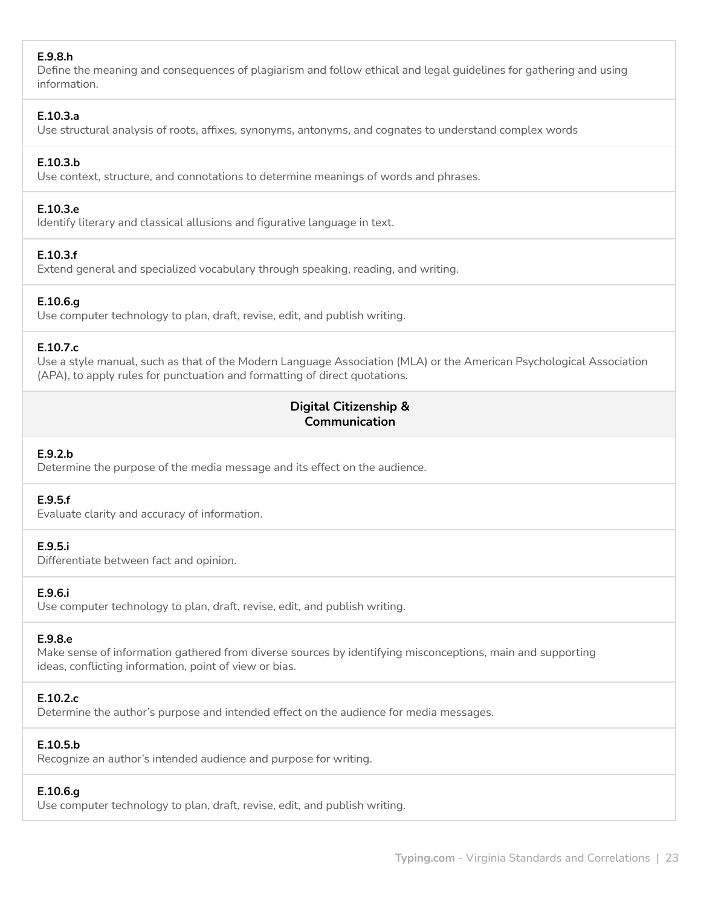**E.9.8.h**
Define the meaning and consequences of plagiarism and follow ethical and legal guidelines for gathering and using information.

**E.10.3.a**
Use structural analysis of roots, affixes, synonyms, antonyms, and cognates to understand complex words

**E.10.3.b**
Use context, structure, and connotations to determine meanings of words and phrases.

**E.10.3.e**
Identify literary and classical allusions and figurative language in text.

**E.10.3.f**
Extend general and specialized vocabulary through speaking, reading, and writing.

**E.10.6.g**
Use computer technology to plan, draft, revise, edit, and publish writing.

**E.10.7.c**
Use a style manual, such as that of the Modern Language Association (MLA) or the American Psychological Association (APA), to apply rules for punctuation and formatting of direct quotations.

## Digital Citizenship & Communication

**E.9.2.b**
Determine the purpose of the media message and its effect on the audience.

**E.9.5.f**
Evaluate clarity and accuracy of information.

**E.9.5.i**
Differentiate between fact and opinion.

**E.9.6.i**
Use computer technology to plan, draft, revise, edit, and publish writing.

**E.9.8.e**
Make sense of information gathered from diverse sources by identifying misconceptions, main and supporting ideas, conflicting information, point of view or bias.

**E.10.2.c**
Determine the author's purpose and intended effect on the audience for media messages.

**E.10.5.b**
Recognize an author's intended audience and purpose for writing.

**E.10.6.g**
Use computer technology to plan, draft, revise, edit, and publish writing.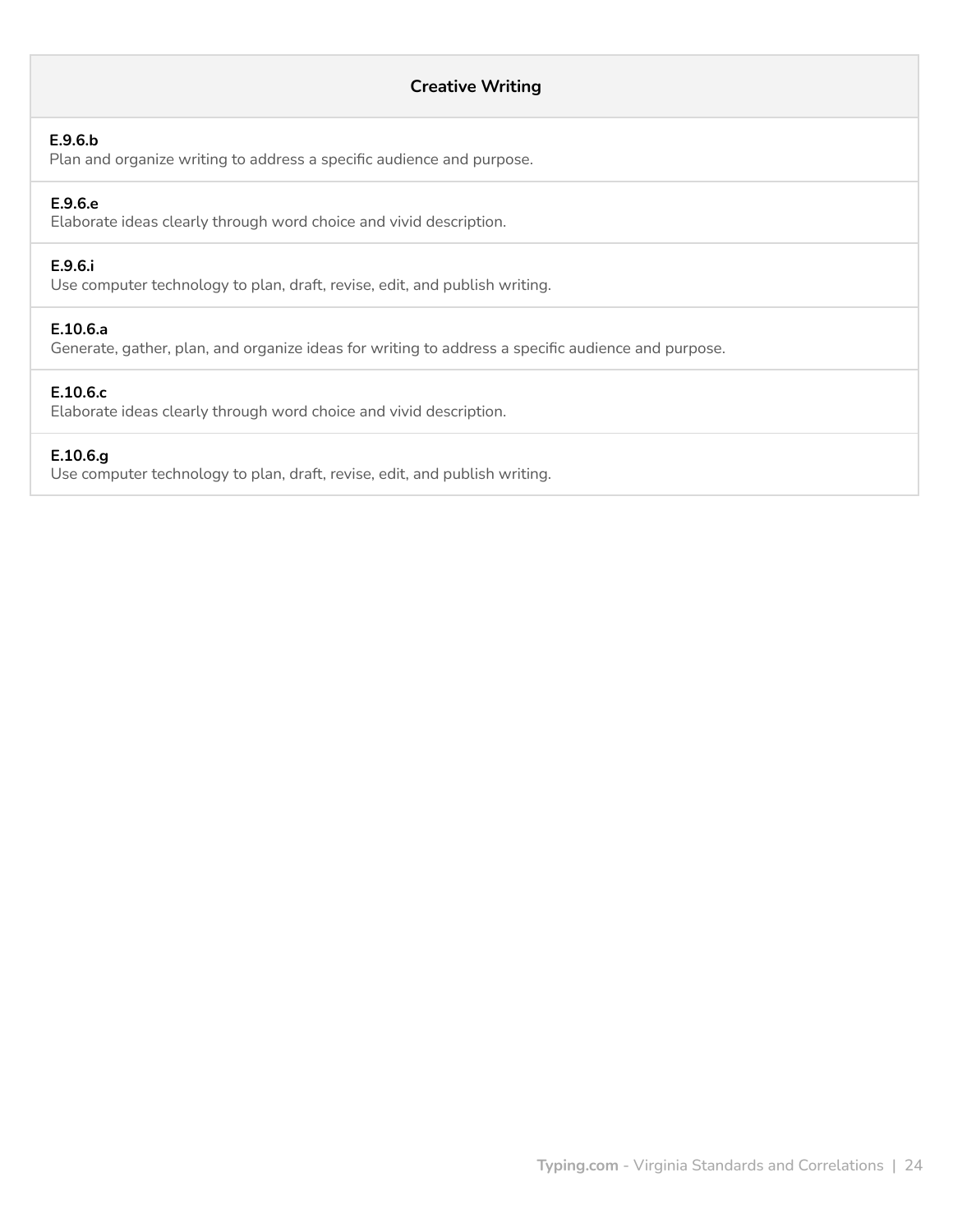| Creative Writing |
| --- |
| **E.9.6.b**<br>Plan and organize writing to address a specific audience and purpose. |
| **E.9.6.e**<br>Elaborate ideas clearly through word choice and vivid description. |
| **E.9.6.i**<br>Use computer technology to plan, draft, revise, edit, and publish writing. |
| **E.10.6.a**<br>Generate, gather, plan, and organize ideas for writing to address a specific audience and purpose. |
| **E.10.6.c**<br>Elaborate ideas clearly through word choice and vivid description. |
| **E.10.6.g**<br>Use computer technology to plan, draft, revise, edit, and publish writing. |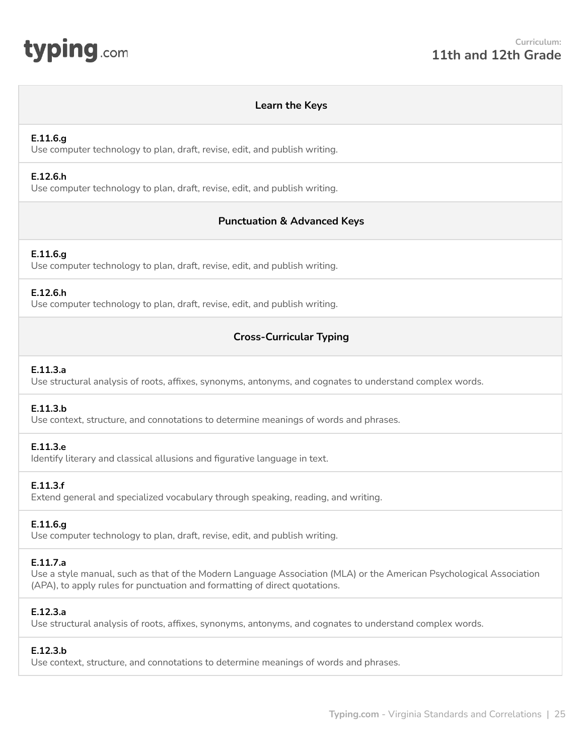## Learn the Keys

**E.11.6.g**
Use computer technology to plan, draft, revise, edit, and publish writing.

**E.12.6.h**
Use computer technology to plan, draft, revise, edit, and publish writing.

## Punctuation & Advanced Keys

**E.11.6.g**
Use computer technology to plan, draft, revise, edit, and publish writing.

**E.12.6.h**
Use computer technology to plan, draft, revise, edit, and publish writing.

## Cross-Curricular Typing

**E.11.3.a**
Use structural analysis of roots, affixes, synonyms, antonyms, and cognates to understand complex words.

**E.11.3.b**
Use context, structure, and connotations to determine meanings of words and phrases.

**E.11.3.e**
Identify literary and classical allusions and figurative language in text.

**E.11.3.f**
Extend general and specialized vocabulary through speaking, reading, and writing.

**E.11.6.g**
Use computer technology to plan, draft, revise, edit, and publish writing.

**E.11.7.a**
Use a style manual, such as that of the Modern Language Association (MLA) or the American Psychological Association (APA), to apply rules for punctuation and formatting of direct quotations.

**E.12.3.a**
Use structural analysis of roots, affixes, synonyms, antonyms, and cognates to understand complex words.

**E.12.3.b**
Use context, structure, and connotations to determine meanings of words and phrases.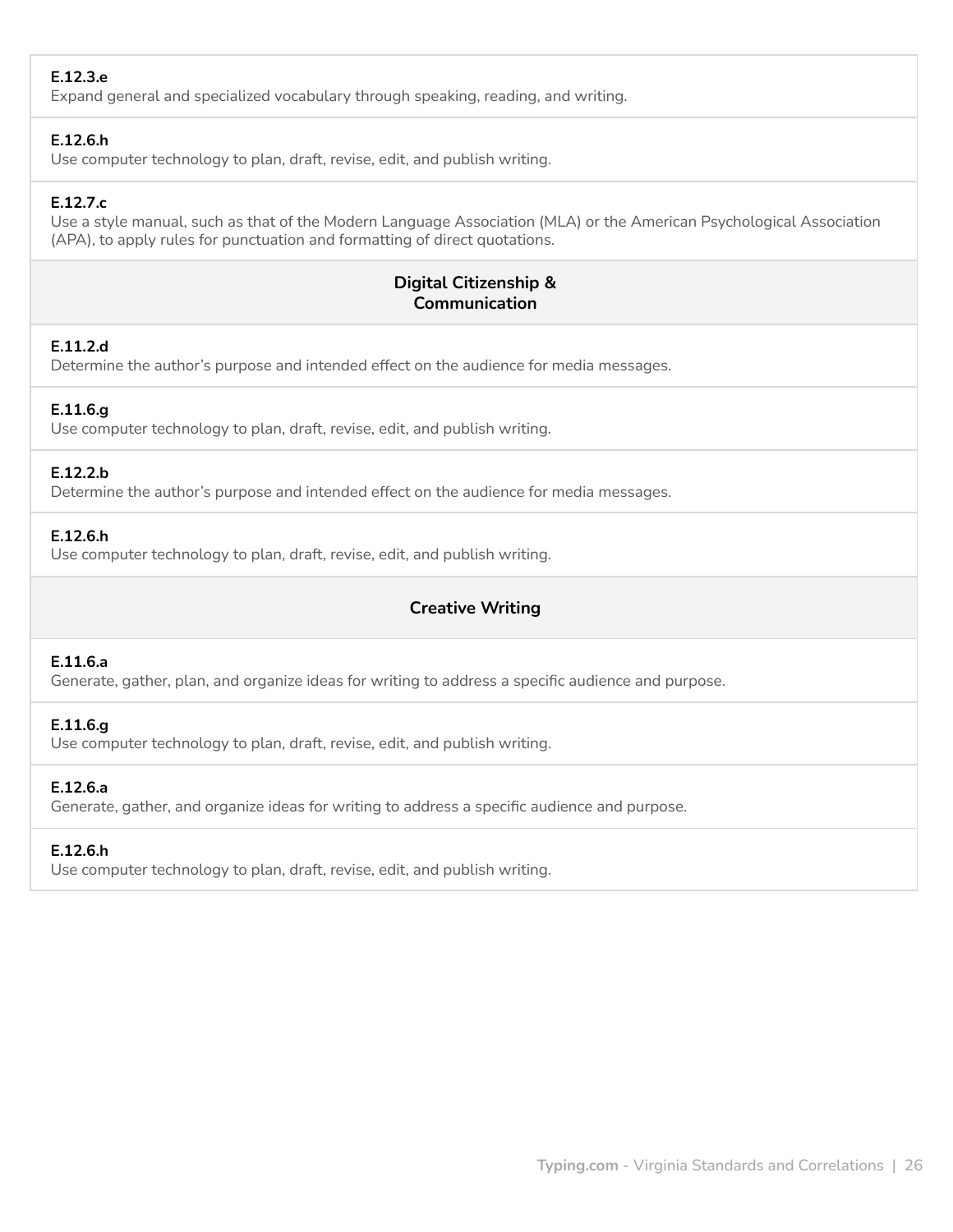**E.12.3.e**
Expand general and specialized vocabulary through speaking, reading, and writing.

**E.12.6.h**
Use computer technology to plan, draft, revise, edit, and publish writing.

**E.12.7.c**
Use a style manual, such as that of the Modern Language Association (MLA) or the American Psychological Association (APA), to apply rules for punctuation and formatting of direct quotations.

## Digital Citizenship & Communication

**E.11.2.d**
Determine the author's purpose and intended effect on the audience for media messages.

**E.11.6.g**
Use computer technology to plan, draft, revise, edit, and publish writing.

**E.12.2.b**
Determine the author's purpose and intended effect on the audience for media messages.

**E.12.6.h**
Use computer technology to plan, draft, revise, edit, and publish writing.

## Creative Writing

**E.11.6.a**
Generate, gather, plan, and organize ideas for writing to address a specific audience and purpose.

**E.11.6.g**
Use computer technology to plan, draft, revise, edit, and publish writing.

**E.12.6.a**
Generate, gather, and organize ideas for writing to address a specific audience and purpose.

**E.12.6.h**
Use computer technology to plan, draft, revise, edit, and publish writing.